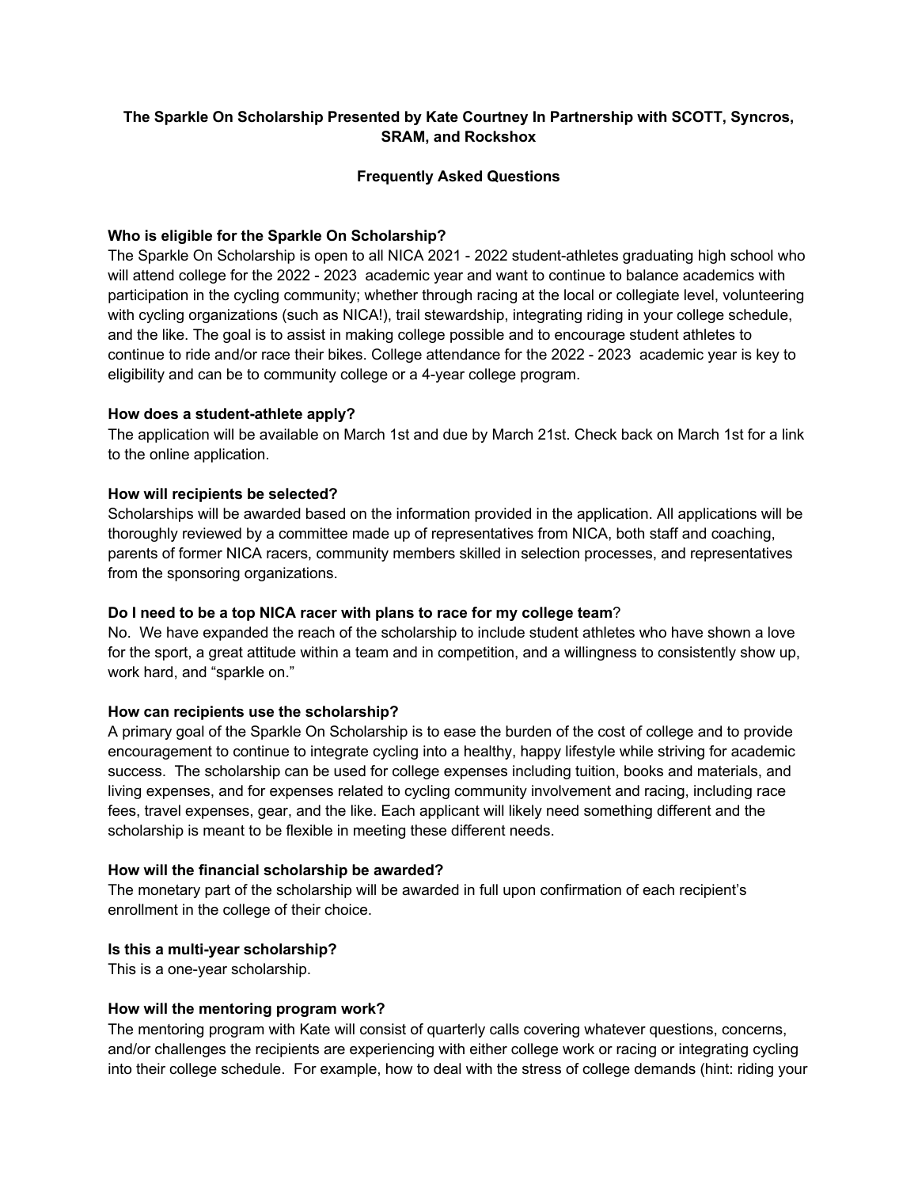**The Sparkle On Scholarship Presented by Kate Courtney In Partnership with SCOTT, Syncros, SRAM, and Rockshox**

**Frequently Asked Questions**

**Who is eligible for the Sparkle On Scholarship?**

The Sparkle On Scholarship is open to all NICA 2021 - 2022 student-athletes graduating high school who will attend college for the 2022 - 2023 academic year and want to continue to balance academics with participation in the cycling community; whether through racing at the local or collegiate level, volunteering with cycling organizations (such as NICA!), trail stewardship, integrating riding in your college schedule, and the like. The goal is to assist in making college possible and to encourage student athletes to continue to ride and/or race their bikes. College attendance for the 2022 - 2023 academic year is key to eligibility and can be to community college or a 4-year college program.

**How does a student-athlete apply?**

The application will be available on March 1st and due by March 21st. Check back on March 1st for a link to the online application.

**How will recipients be selected?**

Scholarships will be awarded based on the information provided in the application. All applications will be thoroughly reviewed by a committee made up of representatives from NICA, both staff and coaching, parents of former NICA racers, community members skilled in selection processes, and representatives from the sponsoring organizations.

**Do I need to be a top NICA racer with plans to race for my college team**?

No. We have expanded the reach of the scholarship to include student athletes who have shown a love for the sport, a great attitude within a team and in competition, and a willingness to consistently show up, work hard, and "sparkle on."

**How can recipients use the scholarship?**

A primary goal of the Sparkle On Scholarship is to ease the burden of the cost of college and to provide encouragement to continue to integrate cycling into a healthy, happy lifestyle while striving for academic success. The scholarship can be used for college expenses including tuition, books and materials, and living expenses, and for expenses related to cycling community involvement and racing, including race fees, travel expenses, gear, and the like. Each applicant will likely need something different and the scholarship is meant to be flexible in meeting these different needs.

**How will the financial scholarship be awarded?**

The monetary part of the scholarship will be awarded in full upon confirmation of each recipient's enrollment in the college of their choice.

**Is this a multi-year scholarship?**

This is a one-year scholarship.

**How will the mentoring program work?**

The mentoring program with Kate will consist of quarterly calls covering whatever questions, concerns, and/or challenges the recipients are experiencing with either college work or racing or integrating cycling into their college schedule. For example, how to deal with the stress of college demands (hint: riding your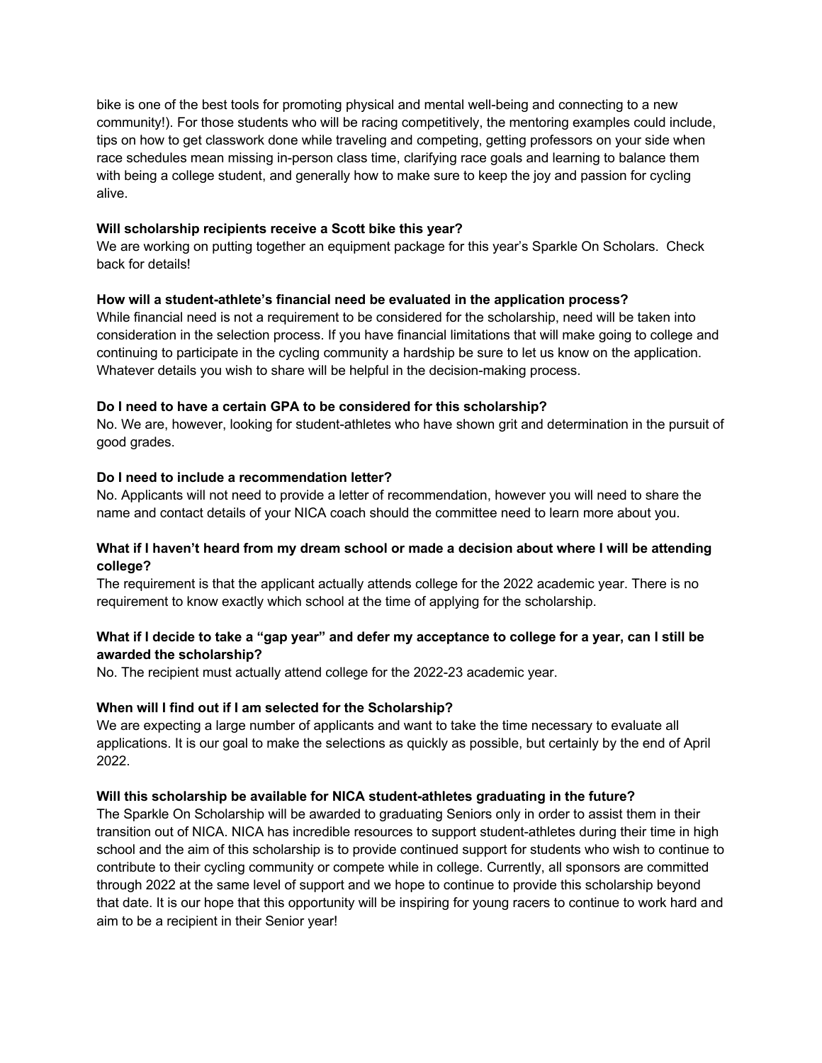bike is one of the best tools for promoting physical and mental well-being and connecting to a new community!). For those students who will be racing competitively, the mentoring examples could include, tips on how to get classwork done while traveling and competing, getting professors on your side when race schedules mean missing in-person class time, clarifying race goals and learning to balance them with being a college student, and generally how to make sure to keep the joy and passion for cycling alive.

**Will scholarship recipients receive a Scott bike this year?**
We are working on putting together an equipment package for this year's Sparkle On Scholars. Check back for details!

**How will a student-athlete's financial need be evaluated in the application process?**
While financial need is not a requirement to be considered for the scholarship, need will be taken into consideration in the selection process. If you have financial limitations that will make going to college and continuing to participate in the cycling community a hardship be sure to let us know on the application. Whatever details you wish to share will be helpful in the decision-making process.

**Do I need to have a certain GPA to be considered for this scholarship?**
No. We are, however, looking for student-athletes who have shown grit and determination in the pursuit of good grades.

**Do I need to include a recommendation letter?**
No. Applicants will not need to provide a letter of recommendation, however you will need to share the name and contact details of your NICA coach should the committee need to learn more about you.

**What if I haven't heard from my dream school or made a decision about where I will be attending college?**
The requirement is that the applicant actually attends college for the 2022 academic year. There is no requirement to know exactly which school at the time of applying for the scholarship.

**What if I decide to take a "gap year" and defer my acceptance to college for a year, can I still be awarded the scholarship?**
No. The recipient must actually attend college for the 2022-23 academic year.

**When will I find out if I am selected for the Scholarship?**
We are expecting a large number of applicants and want to take the time necessary to evaluate all applications. It is our goal to make the selections as quickly as possible, but certainly by the end of April 2022.

**Will this scholarship be available for NICA student-athletes graduating in the future?**
The Sparkle On Scholarship will be awarded to graduating Seniors only in order to assist them in their transition out of NICA. NICA has incredible resources to support student-athletes during their time in high school and the aim of this scholarship is to provide continued support for students who wish to continue to contribute to their cycling community or compete while in college. Currently, all sponsors are committed through 2022 at the same level of support and we hope to continue to provide this scholarship beyond that date. It is our hope that this opportunity will be inspiring for young racers to continue to work hard and aim to be a recipient in their Senior year!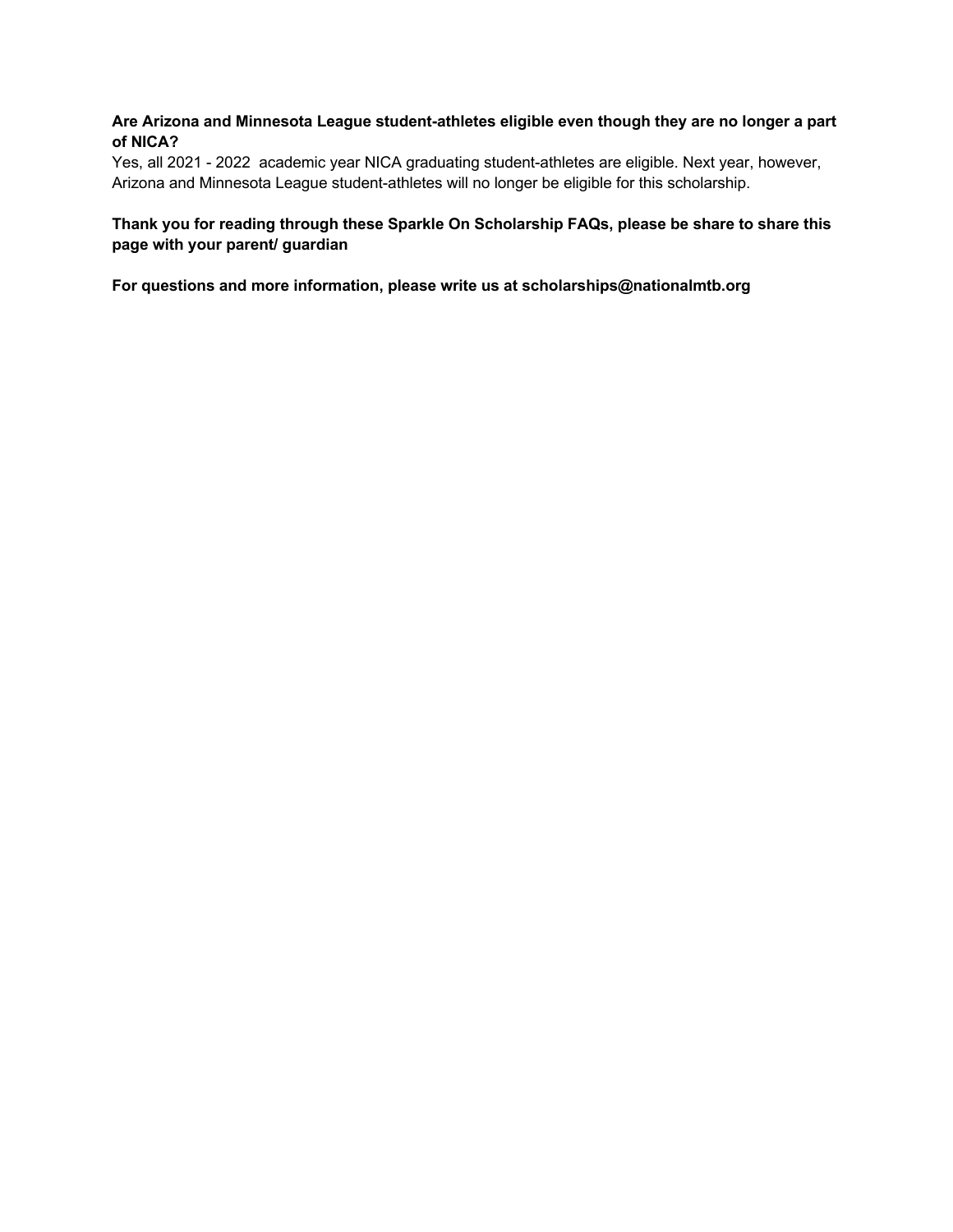**Are Arizona and Minnesota League student-athletes eligible even though they are no longer a part of NICA?**

Yes, all 2021 - 2022 academic year NICA graduating student-athletes are eligible. Next year, however, Arizona and Minnesota League student-athletes will no longer be eligible for this scholarship.

**Thank you for reading through these Sparkle On Scholarship FAQs, please be share to share this page with your parent/ guardian**

**For questions and more information, please write us at scholarships@nationalmtb.org**